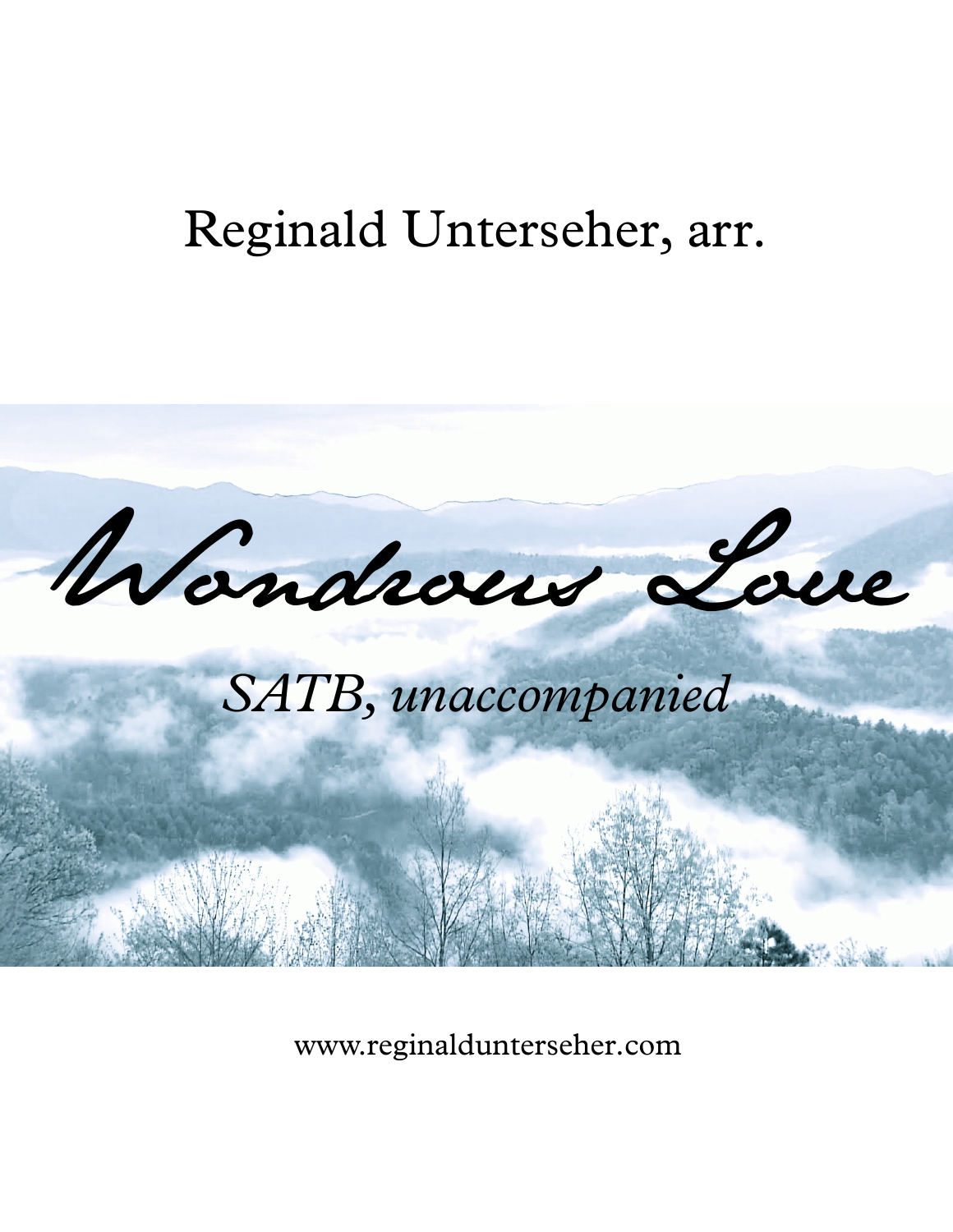Reginald Unterseher, arr.

# Wondrous Love

*SATB, unaccompanied*

www.reginaldunterseher.com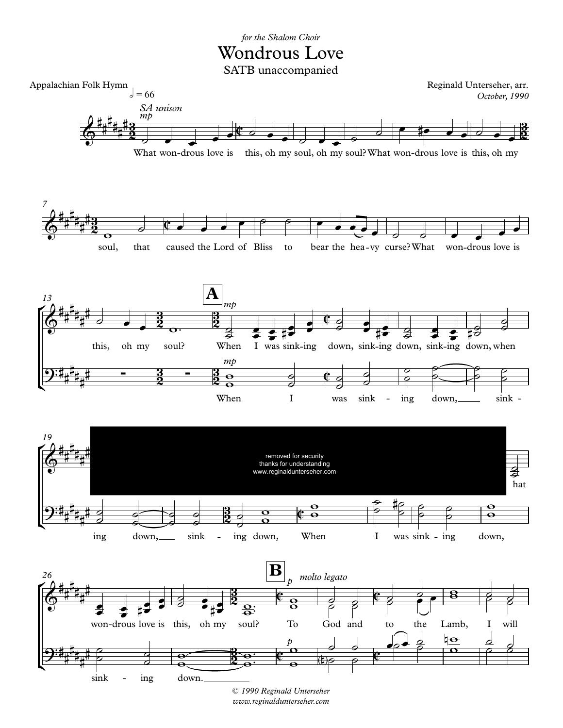*for the Shalom Choir*

# Wondrous Love

## SATB unaccompanied

Appalachian Folk Hymn

Reginald Unterseher, arr.

*October, 1990*

𝅗𝅥 = 66

*SA unison* *mp*

What won-drous love is this, oh my soul, oh my soul? What won-drous love is this, oh my

7

soul, that caused the Lord of Bliss to bear the hea-vy curse? What won-drous love is

13

this, oh my soul?

**A** *mp*

When I was sink-ing down, sink-ing down, sink-ing down, when

*mp*

When I was sink - ing down, sink -

19

removed for security
thanks for understanding
www.reginaldunterseher.com

hat

ing down, sink - ing down, When I was sink - ing down,

26

won-drous love is this, oh my soul?

**B** *p* *molto legato*

To God and to the Lamb, I will

sink - ing down.

*p*

© 1990 Reginald Unterseher
www.reginaldunterseher.com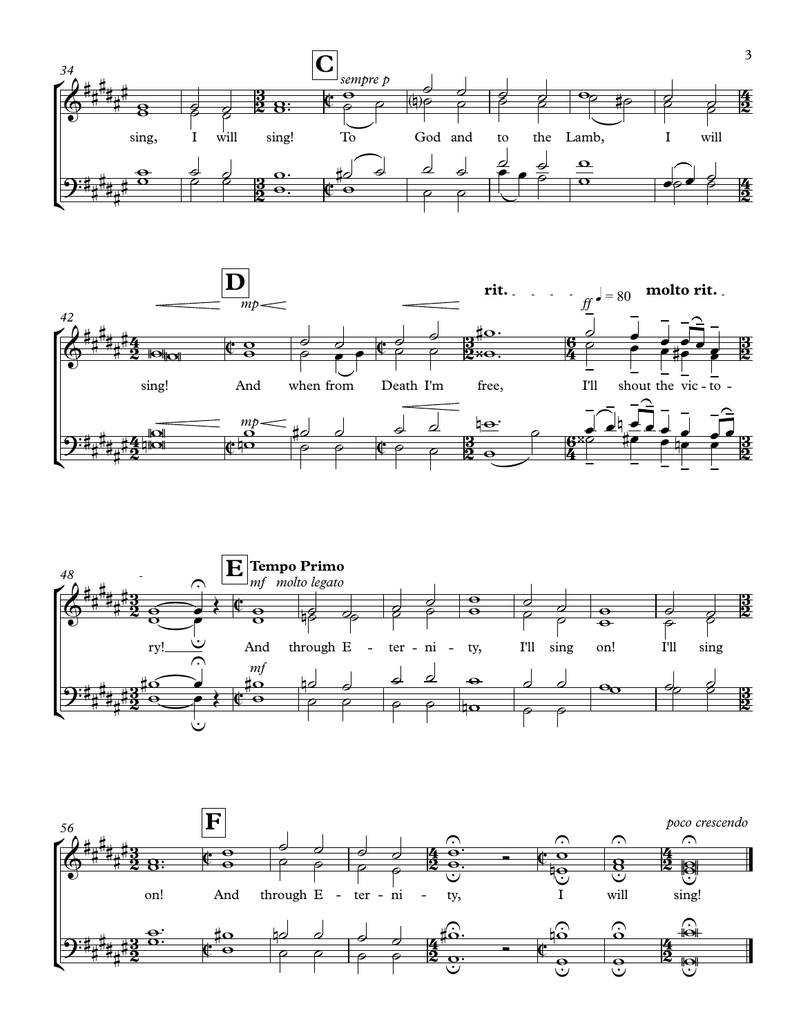34

**C** *sempre p*

sing, I will sing! To God and to the Lamb, I will

42

**D** *mp*

**rit.** *ff* ♩ = 80 **molto rit.**

sing! And when from Death I'm free, I'll shout the vic - to -

48

**E** **Tempo Primo**

*mf molto legato*

ry! And through E - ter - ni - ty, I'll sing on! I'll sing

56

**F**

*poco crescendo*

on! And through E - ter - ni - ty, I will sing!